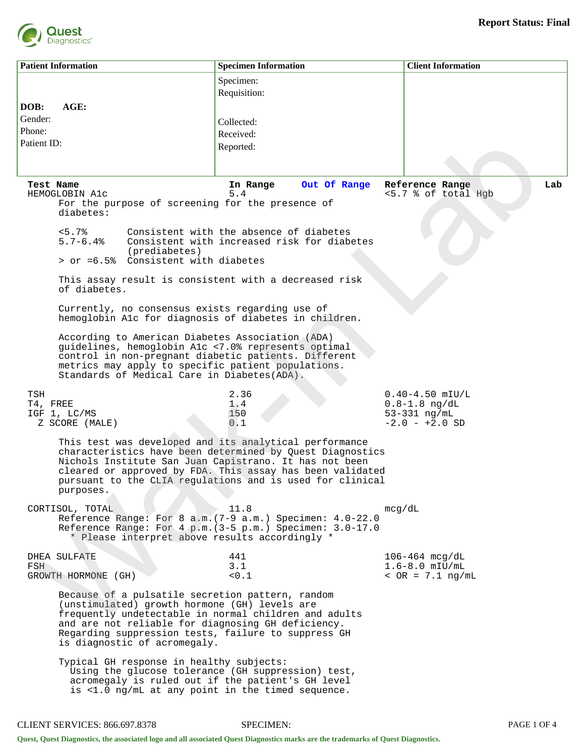**Report Status: Final**

| Patient Information | Specimen Information | Client Information |
|---|---|---|
| DOB: AGE:<br>Gender:<br>Phone:<br>Patient ID: | Specimen:<br>Requisition:<br><br>Collected:<br>Received:<br>Reported: | |

| Test Name | In Range | Out Of Range | Reference Range | Lab |
|---|---|---|---|---|
| HEMOGLOBIN A1c | 5.4 | | <5.7 % of total Hgb | |

For the purpose of screening for the presence of diabetes:

- <5.7% Consistent with the absence of diabetes
- 5.7-6.4% Consistent with increased risk for diabetes (prediabetes)
- > or =6.5% Consistent with diabetes

This assay result is consistent with a decreased risk of diabetes.

Currently, no consensus exists regarding use of hemoglobin A1c for diagnosis of diabetes in children.

According to American Diabetes Association (ADA) guidelines, hemoglobin A1c <7.0% represents optimal control in non-pregnant diabetic patients. Different metrics may apply to specific patient populations. Standards of Medical Care in Diabetes(ADA).

| Test Name | In Range | Out Of Range | Reference Range | Lab |
|---|---|---|---|---|
| TSH | 2.36 | | 0.40-4.50 mIU/L | |
| T4, FREE | 1.4 | | 0.8-1.8 ng/dL | |
| IGF 1, LC/MS | 150 | | 53-331 ng/mL | |
| Z SCORE (MALE) | 0.1 | | -2.0 - +2.0 SD | |

This test was developed and its analytical performance characteristics have been determined by Quest Diagnostics Nichols Institute San Juan Capistrano. It has not been cleared or approved by FDA. This assay has been validated pursuant to the CLIA regulations and is used for clinical purposes.

| Test Name | In Range | Out Of Range | Reference Range | Lab |
|---|---|---|---|---|
| CORTISOL, TOTAL | 11.8 | | mcg/dL | |

Reference Range: For 8 a.m.(7-9 a.m.) Specimen: 4.0-22.0
Reference Range: For 4 p.m.(3-5 p.m.) Specimen: 3.0-17.0
* Please interpret above results accordingly *

| Test Name | In Range | Out Of Range | Reference Range | Lab |
|---|---|---|---|---|
| DHEA SULFATE | 441 | | 106-464 mcg/dL | |
| FSH | 3.1 | | 1.6-8.0 mIU/mL | |
| GROWTH HORMONE (GH) | <0.1 | | < OR = 7.1 ng/mL | |

Because of a pulsatile secretion pattern, random (unstimulated) growth hormone (GH) levels are frequently undetectable in normal children and adults and are not reliable for diagnosing GH deficiency. Regarding suppression tests, failure to suppress GH is diagnostic of acromegaly.

Typical GH response in healthy subjects:
Using the glucose tolerance (GH suppression) test, acromegaly is ruled out if the patient's GH level is <1.0 ng/mL at any point in the timed sequence.

CLIENT SERVICES: 866.697.8378 SPECIMEN:

Quest, Quest Diagnostics, the associated logo and all associated Quest Diagnostics marks are the trademarks of Quest Diagnostics.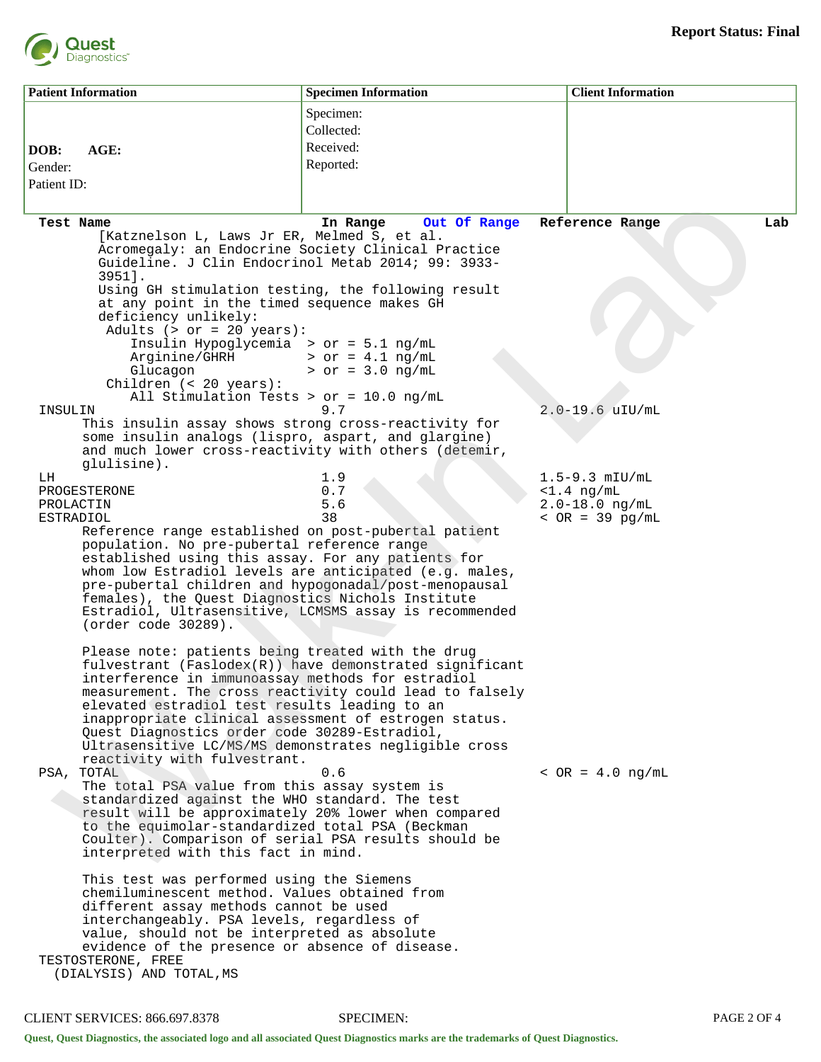**Report Status: Final**

| Patient Information | Specimen Information | Client Information |
|---|---|---|
| DOB: AGE:<br>Gender:<br>Patient ID: | Specimen:<br>Collected:<br>Received:<br>Reported: | |

| Test Name | In Range | Out Of Range | Reference Range | Lab |
|---|---|---|---|---|

[Katznelson L, Laws Jr ER, Melmed S, et al. Acromegaly: an Endocrine Society Clinical Practice Guideline. J Clin Endocrinol Metab 2014; 99: 3933-3951].

Using GH stimulation testing, the following result at any point in the timed sequence makes GH deficiency unlikely:

Adults (> or = 20 years):
- Insulin Hypoglycemia > or = 5.1 ng/mL
- Arginine/GHRH > or = 4.1 ng/mL
- Glucagon > or = 3.0 ng/mL

Children (< 20 years):
- All Stimulation Tests > or = 10.0 ng/mL

| Test Name | In Range | Out Of Range | Reference Range | Lab |
|---|---|---|---|---|
| INSULIN | 9.7 | | 2.0-19.6 uIU/mL | |

This insulin assay shows strong cross-reactivity for some insulin analogs (lispro, aspart, and glargine) and much lower cross-reactivity with others (detemir, glulisine).

| Test Name | In Range | Out Of Range | Reference Range | Lab |
|---|---|---|---|---|
| LH | 1.9 | | 1.5-9.3 mIU/mL | |
| PROGESTERONE | 0.7 | | <1.4 ng/mL | |
| PROLACTIN | 5.6 | | 2.0-18.0 ng/mL | |
| ESTRADIOL | 38 | | < OR = 39 pg/mL | |

Reference range established on post-pubertal patient population. No pre-pubertal reference range established using this assay. For any patients for whom low Estradiol levels are anticipated (e.g. males, pre-pubertal children and hypogonadal/post-menopausal females), the Quest Diagnostics Nichols Institute Estradiol, Ultrasensitive, LCMSMS assay is recommended (order code 30289).

Please note: patients being treated with the drug fulvestrant (Faslodex(R)) have demonstrated significant interference in immunoassay methods for estradiol measurement. The cross reactivity could lead to falsely elevated estradiol test results leading to an inappropriate clinical assessment of estrogen status. Quest Diagnostics order code 30289-Estradiol, Ultrasensitive LC/MS/MS demonstrates negligible cross reactivity with fulvestrant.

| Test Name | In Range | Out Of Range | Reference Range | Lab |
|---|---|---|---|---|
| PSA, TOTAL | 0.6 | | < OR = 4.0 ng/mL | |

The total PSA value from this assay system is standardized against the WHO standard. The test result will be approximately 20% lower when compared to the equimolar-standardized total PSA (Beckman Coulter). Comparison of serial PSA results should be interpreted with this fact in mind.

This test was performed using the Siemens chemiluminescent method. Values obtained from different assay methods cannot be used interchangeably. PSA levels, regardless of value, should not be interpreted as absolute evidence of the presence or absence of disease.

TESTOSTERONE, FREE (DIALYSIS) AND TOTAL,MS

CLIENT SERVICES: 866.697.8378 SPECIMEN:

Quest, Quest Diagnostics, the associated logo and all associated Quest Diagnostics marks are the trademarks of Quest Diagnostics.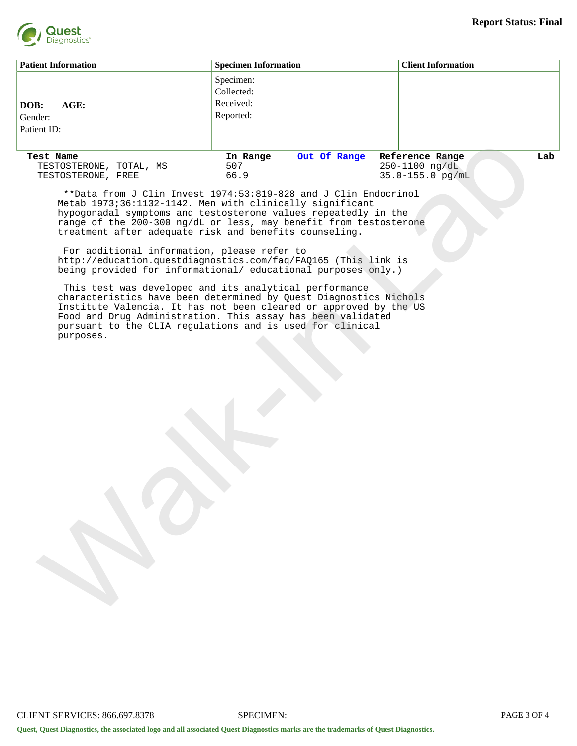**Report Status: Final**

| Patient Information | Specimen Information | Client Information |
|---|---|---|
| **DOB: AGE:**<br>Gender:<br>Patient ID: | Specimen:<br>Collected:<br>Received:<br>Reported: | |

| Test Name | In Range | Out Of Range | Reference Range | Lab |
|---|---|---|---|---|
| TESTOSTERONE, TOTAL, MS | 507 | | 250-1100 ng/dL | |
| TESTOSTERONE, FREE | 66.9 | | 35.0-155.0 pg/mL | |

**Data from J Clin Invest 1974:53:819-828 and J Clin Endocrinol Metab 1973;36:1132-1142. Men with clinically significant hypogonadal symptoms and testosterone values repeatedly in the range of the 200-300 ng/dL or less, may benefit from testosterone treatment after adequate risk and benefits counseling.

For additional information, please refer to http://education.questdiagnostics.com/faq/FAQ165 (This link is being provided for informational/ educational purposes only.)

This test was developed and its analytical performance characteristics have been determined by Quest Diagnostics Nichols Institute Valencia. It has not been cleared or approved by the US Food and Drug Administration. This assay has been validated pursuant to the CLIA regulations and is used for clinical purposes.

CLIENT SERVICES: 866.697.8378 SPECIMEN:

Quest, Quest Diagnostics, the associated logo and all associated Quest Diagnostics marks are the trademarks of Quest Diagnostics.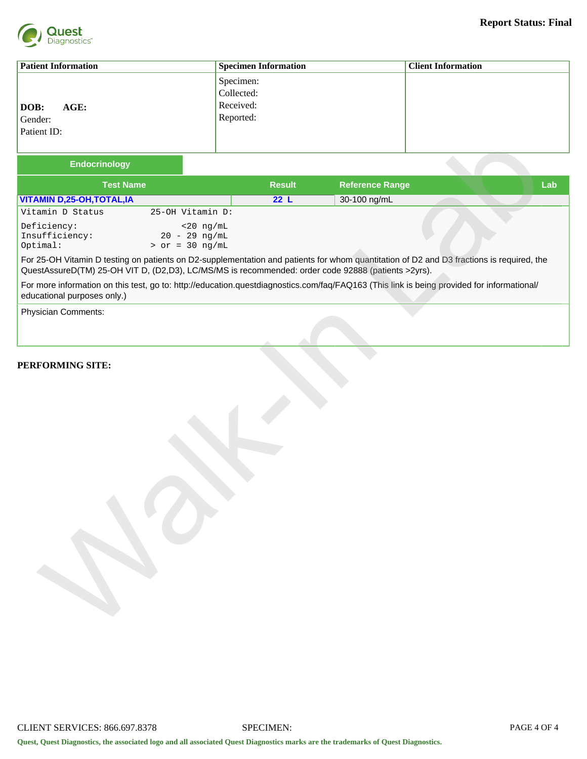**Report Status: Final**

| Patient Information | Specimen Information | Client Information |
|---|---|---|
| **DOB:** **AGE:**<br>Gender:<br>Patient ID: | Specimen:<br>Collected:<br>Received:<br>Reported: | |

## Endocrinology

| Test Name | Result | Reference Range | Lab |
|---|---|---|---|
| **VITAMIN D,25-OH,TOTAL,IA** | **22 L** | 30-100 ng/mL | |

```
Vitamin D Status          25-OH Vitamin D:

Deficiency:                     <20 ng/mL
Insufficiency:              20 - 29 ng/mL
Optimal:                  > or = 30 ng/mL
```

For 25-OH Vitamin D testing on patients on D2-supplementation and patients for whom quantitation of D2 and D3 fractions is required, the QuestAssureD(TM) 25-OH VIT D, (D2,D3), LC/MS/MS is recommended: order code 92888 (patients >2yrs).

For more information on this test, go to: http://education.questdiagnostics.com/faq/FAQ163 (This link is being provided for informational/ educational purposes only.)

Physician Comments:

**PERFORMING SITE:**

CLIENT SERVICES: 866.697.8378    SPECIMEN:

Quest, Quest Diagnostics, the associated logo and all associated Quest Diagnostics marks are the trademarks of Quest Diagnostics.